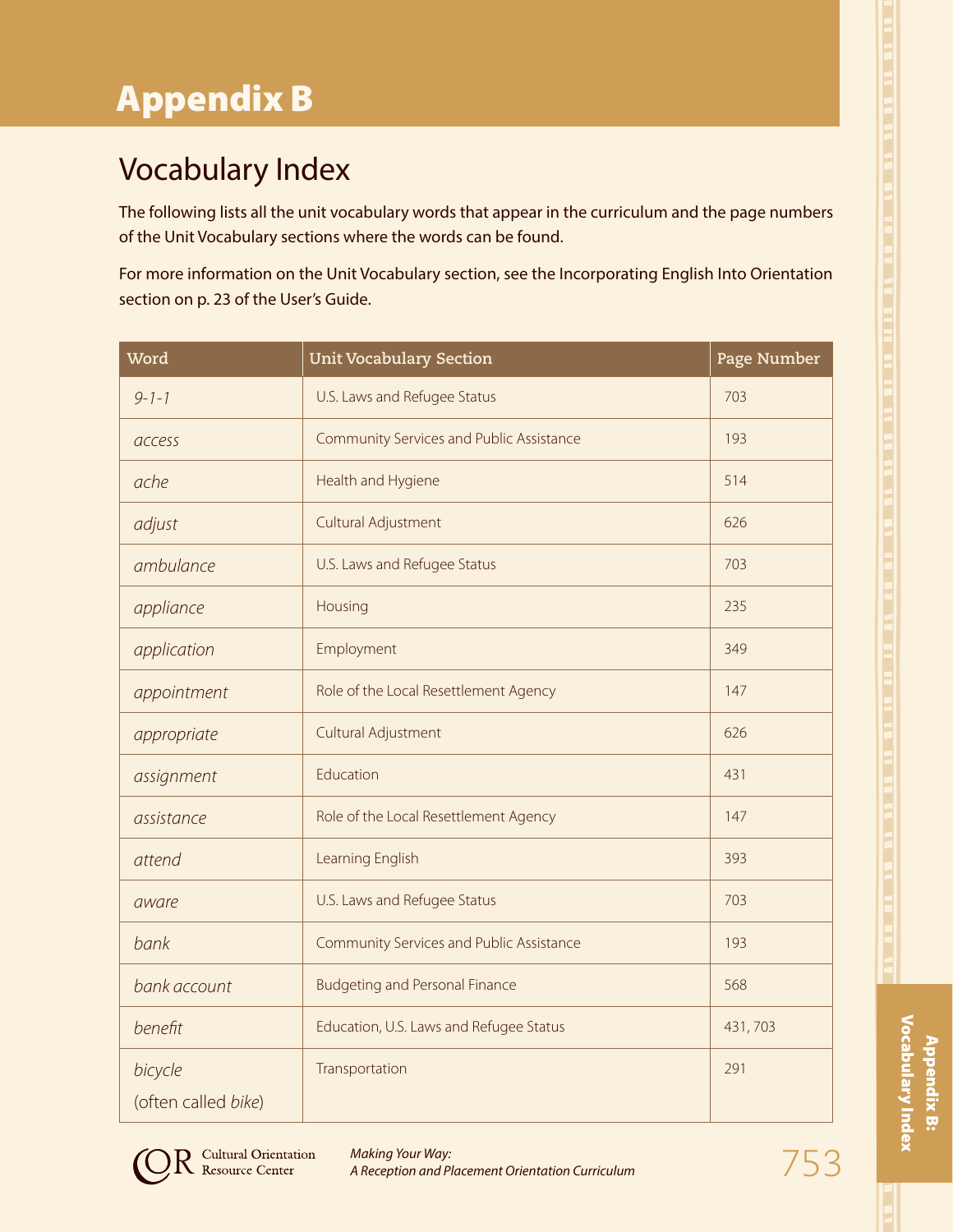# Appendix B

## Vocabulary Index

The following lists all the unit vocabulary words that appear in the curriculum and the page numbers of the Unit Vocabulary sections where the words can be found.

For more information on the Unit Vocabulary section, see the Incorporating English Into Orientation section on p. 23 of the User's Guide.

| Word | Unit Vocabulary Section | Page Number |
|---|---|---|
| *9-1-1* | U.S. Laws and Refugee Status | 703 |
| *access* | Community Services and Public Assistance | 193 |
| *ache* | Health and Hygiene | 514 |
| *adjust* | Cultural Adjustment | 626 |
| *ambulance* | U.S. Laws and Refugee Status | 703 |
| *appliance* | Housing | 235 |
| *application* | Employment | 349 |
| *appointment* | Role of the Local Resettlement Agency | 147 |
| *appropriate* | Cultural Adjustment | 626 |
| *assignment* | Education | 431 |
| *assistance* | Role of the Local Resettlement Agency | 147 |
| *attend* | Learning English | 393 |
| *aware* | U.S. Laws and Refugee Status | 703 |
| *bank* | Community Services and Public Assistance | 193 |
| *bank account* | Budgeting and Personal Finance | 568 |
| *benefit* | Education, U.S. Laws and Refugee Status | 431, 703 |
| *bicycle* (often called *bike*) | Transportation | 291 |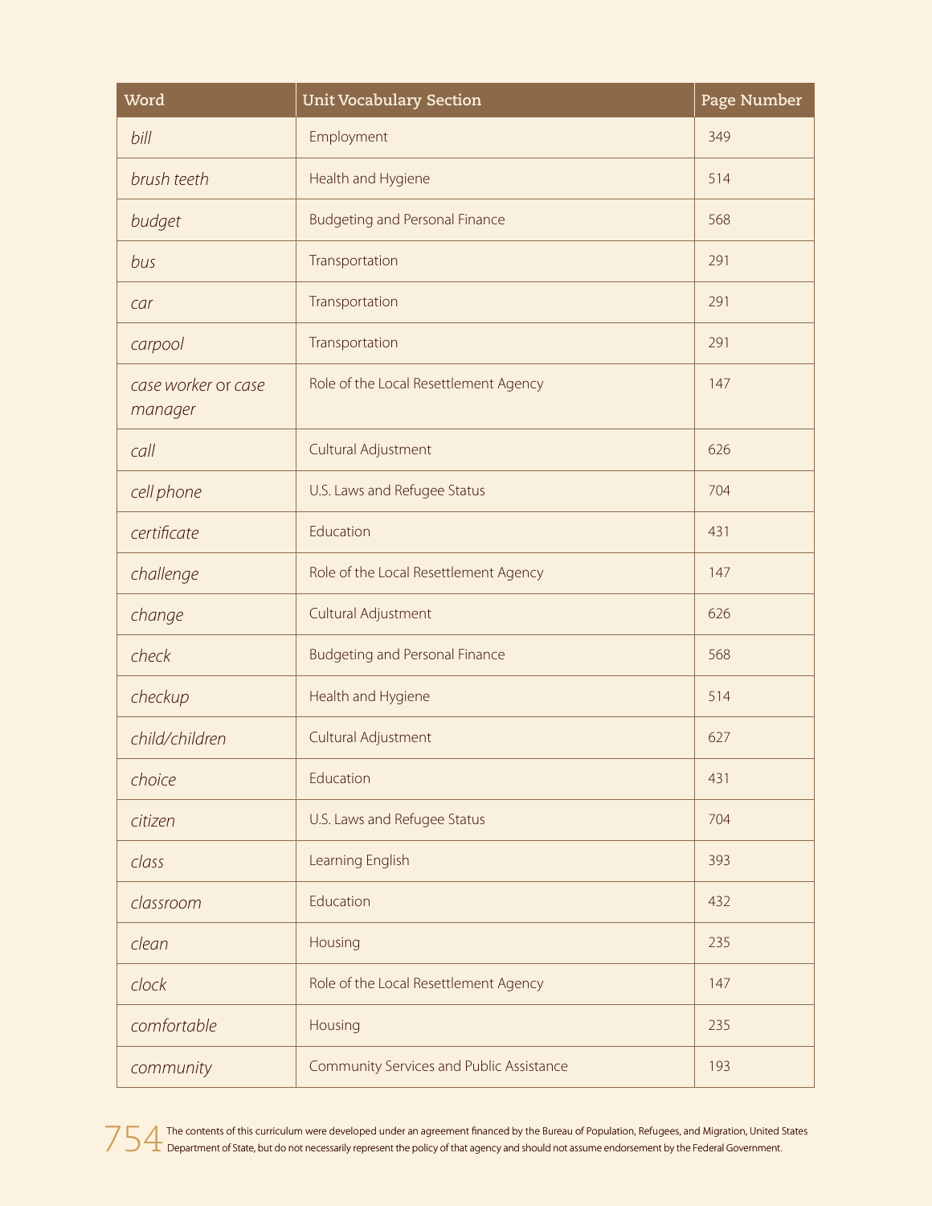| Word | Unit Vocabulary Section | Page Number |
|---|---|---|
| *bill* | Employment | 349 |
| *brush teeth* | Health and Hygiene | 514 |
| *budget* | Budgeting and Personal Finance | 568 |
| *bus* | Transportation | 291 |
| *car* | Transportation | 291 |
| *carpool* | Transportation | 291 |
| *case worker* or *case manager* | Role of the Local Resettlement Agency | 147 |
| *call* | Cultural Adjustment | 626 |
| *cell phone* | U.S. Laws and Refugee Status | 704 |
| *certificate* | Education | 431 |
| *challenge* | Role of the Local Resettlement Agency | 147 |
| *change* | Cultural Adjustment | 626 |
| *check* | Budgeting and Personal Finance | 568 |
| *checkup* | Health and Hygiene | 514 |
| *child/children* | Cultural Adjustment | 627 |
| *choice* | Education | 431 |
| *citizen* | U.S. Laws and Refugee Status | 704 |
| *class* | Learning English | 393 |
| *classroom* | Education | 432 |
| *clean* | Housing | 235 |
| *clock* | Role of the Local Resettlement Agency | 147 |
| *comfortable* | Housing | 235 |
| *community* | Community Services and Public Assistance | 193 |

The contents of this curriculum were developed under an agreement financed by the Bureau of Population, Refugees, and Migration, United States Department of State, but do not necessarily represent the policy of that agency and should not assume endorsement by the Federal Government.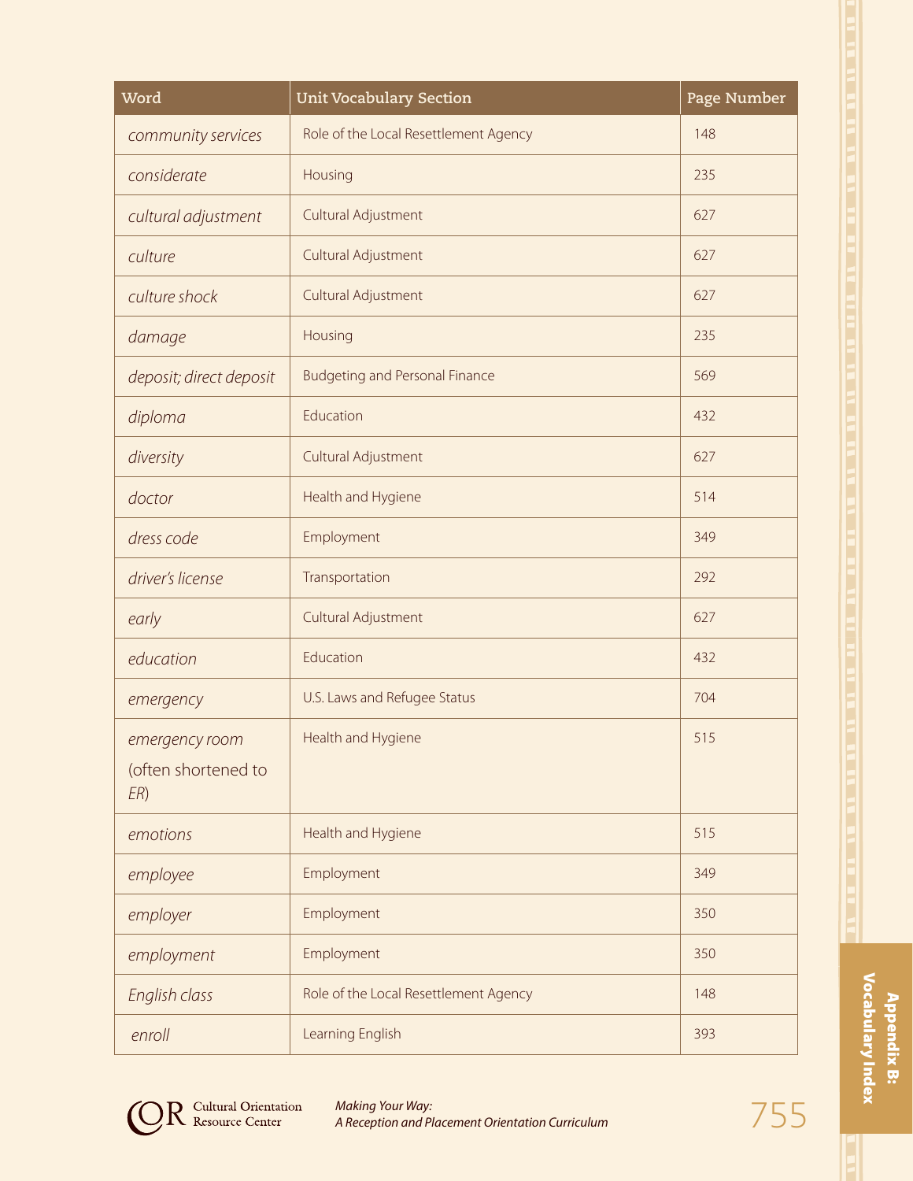| Word | Unit Vocabulary Section | Page Number |
|---|---|---|
| *community services* | Role of the Local Resettlement Agency | 148 |
| *considerate* | Housing | 235 |
| *cultural adjustment* | Cultural Adjustment | 627 |
| *culture* | Cultural Adjustment | 627 |
| *culture shock* | Cultural Adjustment | 627 |
| *damage* | Housing | 235 |
| *deposit; direct deposit* | Budgeting and Personal Finance | 569 |
| *diploma* | Education | 432 |
| *diversity* | Cultural Adjustment | 627 |
| *doctor* | Health and Hygiene | 514 |
| *dress code* | Employment | 349 |
| *driver's license* | Transportation | 292 |
| *early* | Cultural Adjustment | 627 |
| *education* | Education | 432 |
| *emergency* | U.S. Laws and Refugee Status | 704 |
| *emergency room* (often shortened to *ER*) | Health and Hygiene | 515 |
| *emotions* | Health and Hygiene | 515 |
| *employee* | Employment | 349 |
| *employer* | Employment | 350 |
| *employment* | Employment | 350 |
| *English class* | Role of the Local Resettlement Agency | 148 |
| *enroll* | Learning English | 393 |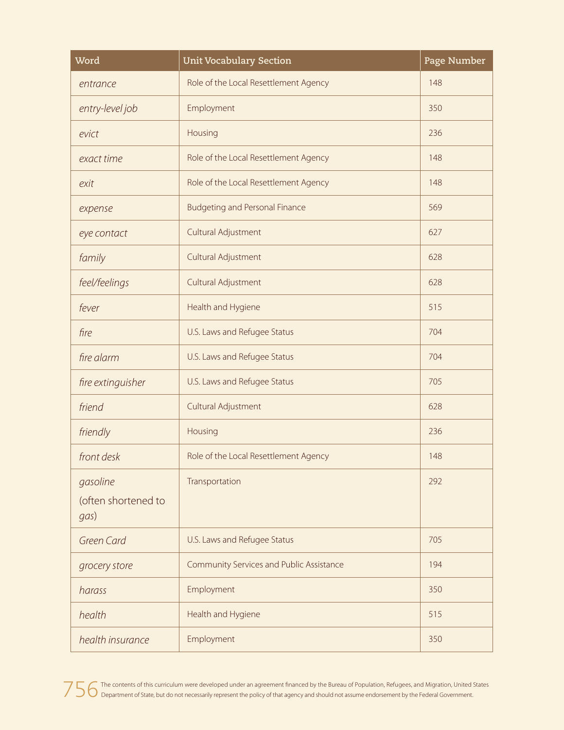| Word | Unit Vocabulary Section | Page Number |
|---|---|---|
| *entrance* | Role of the Local Resettlement Agency | 148 |
| *entry-level job* | Employment | 350 |
| *evict* | Housing | 236 |
| *exact time* | Role of the Local Resettlement Agency | 148 |
| *exit* | Role of the Local Resettlement Agency | 148 |
| *expense* | Budgeting and Personal Finance | 569 |
| *eye contact* | Cultural Adjustment | 627 |
| *family* | Cultural Adjustment | 628 |
| *feel/feelings* | Cultural Adjustment | 628 |
| *fever* | Health and Hygiene | 515 |
| *fire* | U.S. Laws and Refugee Status | 704 |
| *fire alarm* | U.S. Laws and Refugee Status | 704 |
| *fire extinguisher* | U.S. Laws and Refugee Status | 705 |
| *friend* | Cultural Adjustment | 628 |
| *friendly* | Housing | 236 |
| *front desk* | Role of the Local Resettlement Agency | 148 |
| *gasoline* (often shortened to *gas*) | Transportation | 292 |
| *Green Card* | U.S. Laws and Refugee Status | 705 |
| *grocery store* | Community Services and Public Assistance | 194 |
| *harass* | Employment | 350 |
| *health* | Health and Hygiene | 515 |
| *health insurance* | Employment | 350 |

The contents of this curriculum were developed under an agreement financed by the Bureau of Population, Refugees, and Migration, United States Department of State, but do not necessarily represent the policy of that agency and should not assume endorsement by the Federal Government.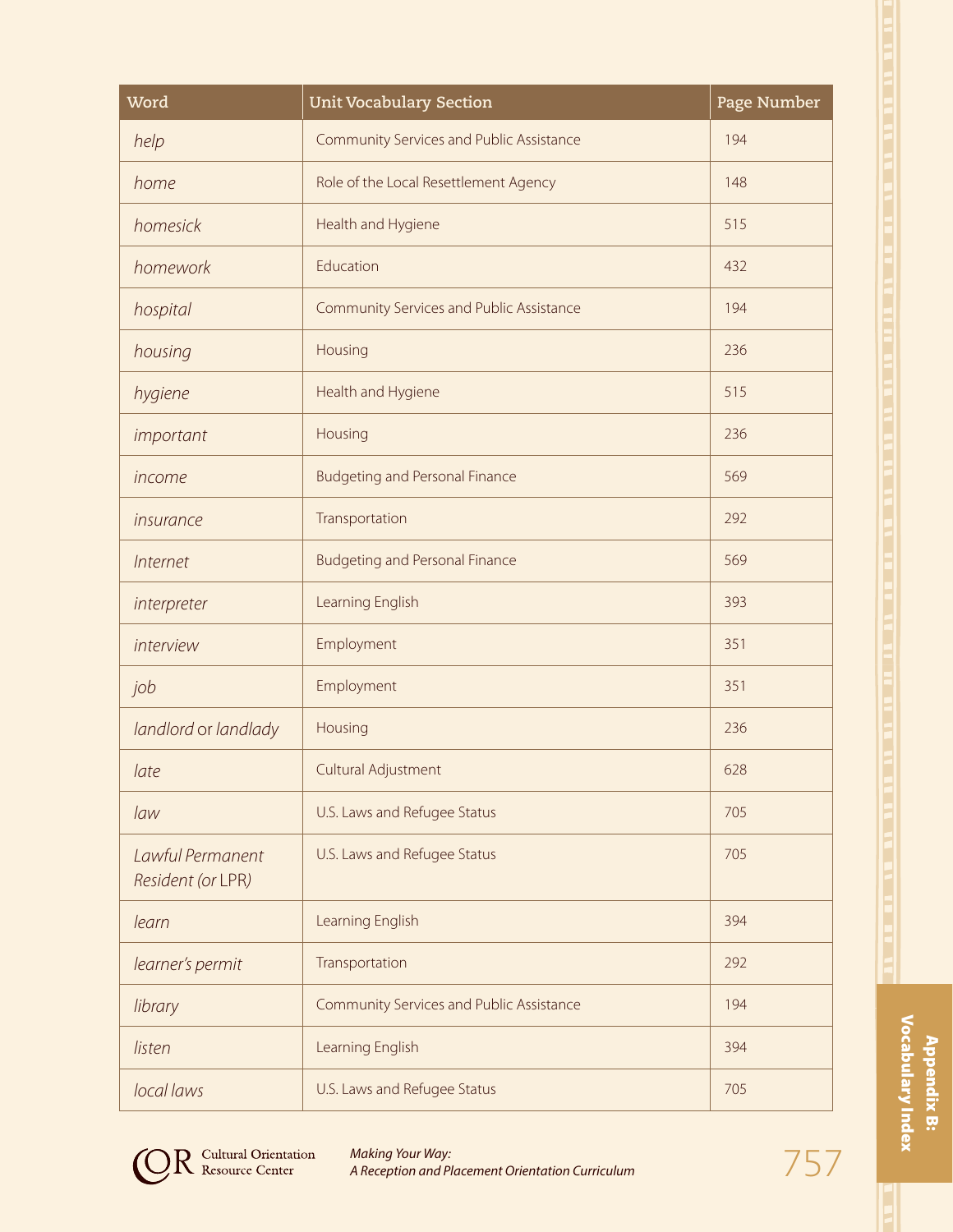| Word | Unit Vocabulary Section | Page Number |
|---|---|---|
| *help* | Community Services and Public Assistance | 194 |
| *home* | Role of the Local Resettlement Agency | 148 |
| *homesick* | Health and Hygiene | 515 |
| *homework* | Education | 432 |
| *hospital* | Community Services and Public Assistance | 194 |
| *housing* | Housing | 236 |
| *hygiene* | Health and Hygiene | 515 |
| *important* | Housing | 236 |
| *income* | Budgeting and Personal Finance | 569 |
| *insurance* | Transportation | 292 |
| *Internet* | Budgeting and Personal Finance | 569 |
| *interpreter* | Learning English | 393 |
| *interview* | Employment | 351 |
| *job* | Employment | 351 |
| *landlord* or *landlady* | Housing | 236 |
| *late* | Cultural Adjustment | 628 |
| *law* | U.S. Laws and Refugee Status | 705 |
| *Lawful Permanent Resident (or* LPR) | U.S. Laws and Refugee Status | 705 |
| *learn* | Learning English | 394 |
| *learner's permit* | Transportation | 292 |
| *library* | Community Services and Public Assistance | 194 |
| *listen* | Learning English | 394 |
| *local laws* | U.S. Laws and Refugee Status | 705 |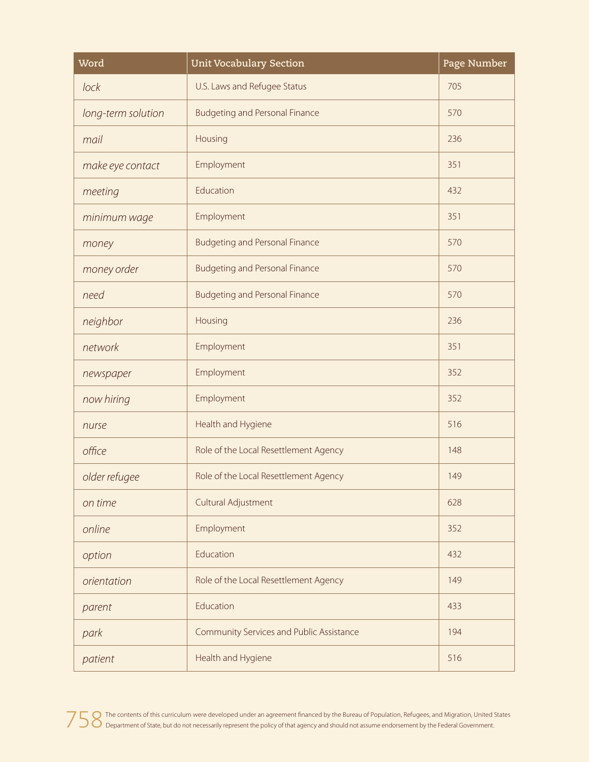| Word | Unit Vocabulary Section | Page Number |
|---|---|---|
| *lock* | U.S. Laws and Refugee Status | 705 |
| *long-term solution* | Budgeting and Personal Finance | 570 |
| *mail* | Housing | 236 |
| *make eye contact* | Employment | 351 |
| *meeting* | Education | 432 |
| *minimum wage* | Employment | 351 |
| *money* | Budgeting and Personal Finance | 570 |
| *money order* | Budgeting and Personal Finance | 570 |
| *need* | Budgeting and Personal Finance | 570 |
| *neighbor* | Housing | 236 |
| *network* | Employment | 351 |
| *newspaper* | Employment | 352 |
| *now hiring* | Employment | 352 |
| *nurse* | Health and Hygiene | 516 |
| *office* | Role of the Local Resettlement Agency | 148 |
| *older refugee* | Role of the Local Resettlement Agency | 149 |
| *on time* | Cultural Adjustment | 628 |
| *online* | Employment | 352 |
| *option* | Education | 432 |
| *orientation* | Role of the Local Resettlement Agency | 149 |
| *parent* | Education | 433 |
| *park* | Community Services and Public Assistance | 194 |
| *patient* | Health and Hygiene | 516 |

The contents of this curriculum were developed under an agreement financed by the Bureau of Population, Refugees, and Migration, United States Department of State, but do not necessarily represent the policy of that agency and should not assume endorsement by the Federal Government.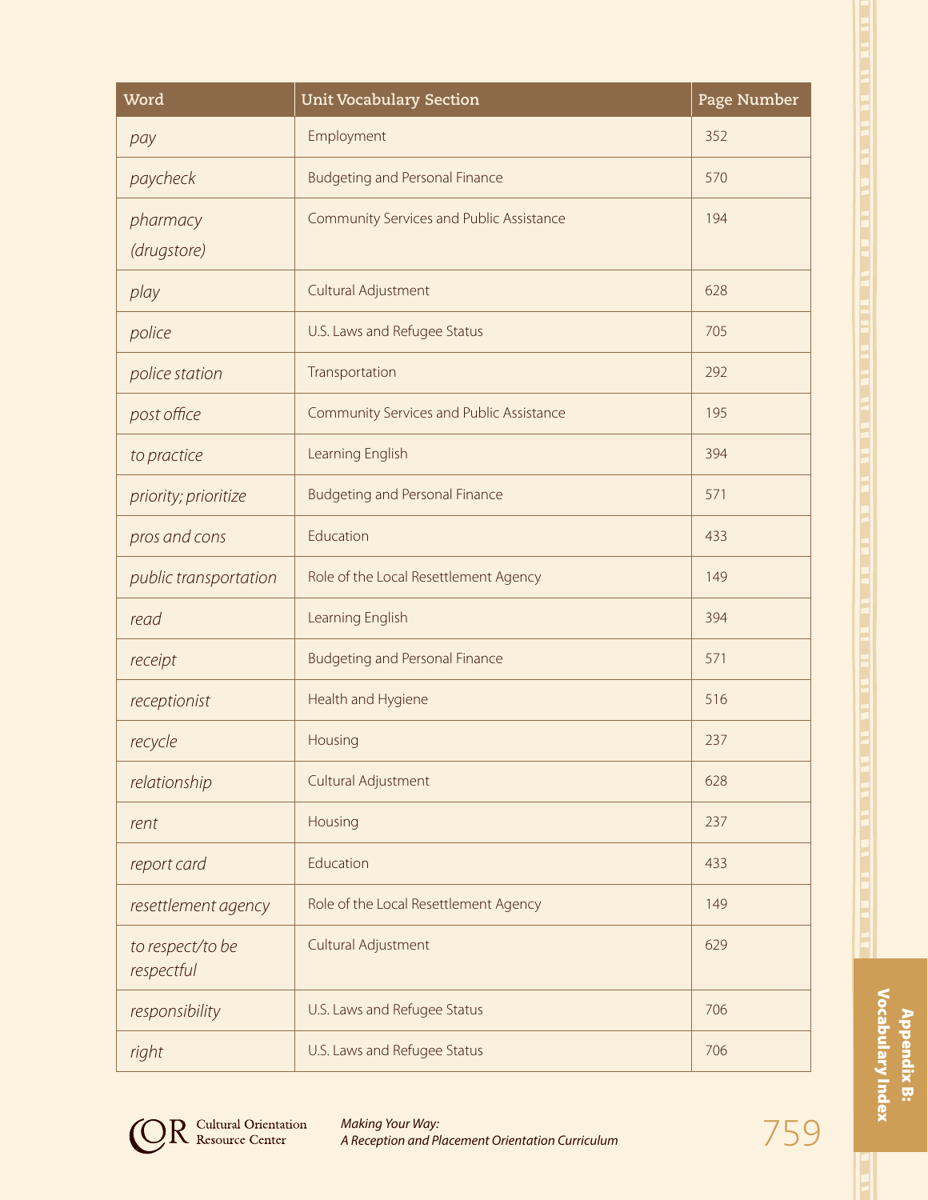| Word | Unit Vocabulary Section | Page Number |
|---|---|---|
| *pay* | Employment | 352 |
| *paycheck* | Budgeting and Personal Finance | 570 |
| *pharmacy (drugstore)* | Community Services and Public Assistance | 194 |
| *play* | Cultural Adjustment | 628 |
| *police* | U.S. Laws and Refugee Status | 705 |
| *police station* | Transportation | 292 |
| *post office* | Community Services and Public Assistance | 195 |
| *to practice* | Learning English | 394 |
| *priority; prioritize* | Budgeting and Personal Finance | 571 |
| *pros and cons* | Education | 433 |
| *public transportation* | Role of the Local Resettlement Agency | 149 |
| *read* | Learning English | 394 |
| *receipt* | Budgeting and Personal Finance | 571 |
| *receptionist* | Health and Hygiene | 516 |
| *recycle* | Housing | 237 |
| *relationship* | Cultural Adjustment | 628 |
| *rent* | Housing | 237 |
| *report card* | Education | 433 |
| *resettlement agency* | Role of the Local Resettlement Agency | 149 |
| *to respect/to be respectful* | Cultural Adjustment | 629 |
| *responsibility* | U.S. Laws and Refugee Status | 706 |
| *right* | U.S. Laws and Refugee Status | 706 |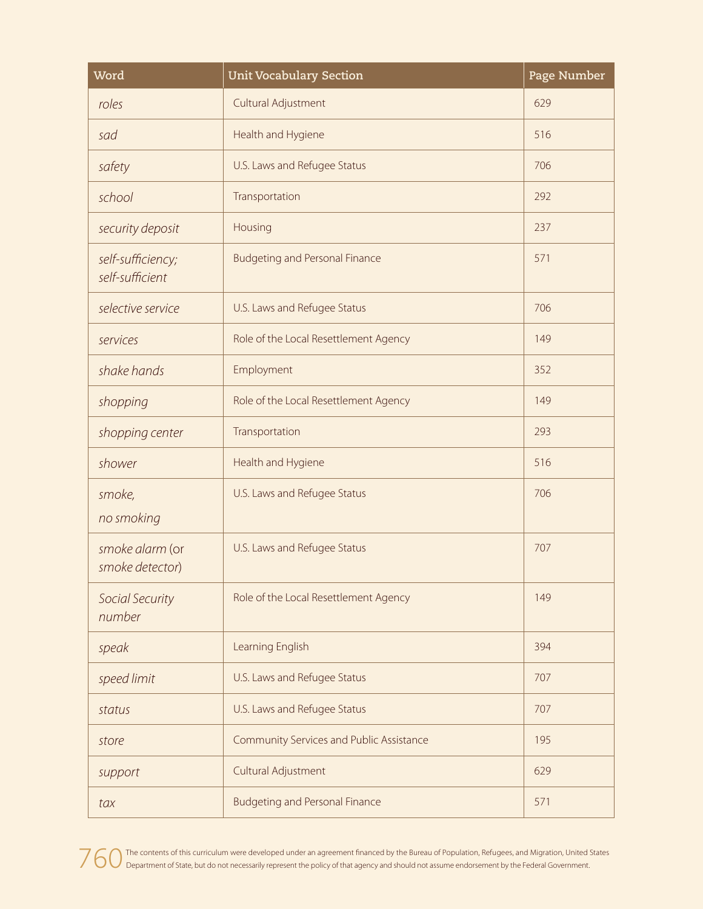| Word | Unit Vocabulary Section | Page Number |
|---|---|---|
| *roles* | Cultural Adjustment | 629 |
| *sad* | Health and Hygiene | 516 |
| *safety* | U.S. Laws and Refugee Status | 706 |
| *school* | Transportation | 292 |
| *security deposit* | Housing | 237 |
| *self-sufficiency; self-sufficient* | Budgeting and Personal Finance | 571 |
| *selective service* | U.S. Laws and Refugee Status | 706 |
| *services* | Role of the Local Resettlement Agency | 149 |
| *shake hands* | Employment | 352 |
| *shopping* | Role of the Local Resettlement Agency | 149 |
| *shopping center* | Transportation | 293 |
| *shower* | Health and Hygiene | 516 |
| *smoke, no smoking* | U.S. Laws and Refugee Status | 706 |
| *smoke alarm* (or *smoke detector*) | U.S. Laws and Refugee Status | 707 |
| *Social Security number* | Role of the Local Resettlement Agency | 149 |
| *speak* | Learning English | 394 |
| *speed limit* | U.S. Laws and Refugee Status | 707 |
| *status* | U.S. Laws and Refugee Status | 707 |
| *store* | Community Services and Public Assistance | 195 |
| *support* | Cultural Adjustment | 629 |
| *tax* | Budgeting and Personal Finance | 571 |

The contents of this curriculum were developed under an agreement financed by the Bureau of Population, Refugees, and Migration, United States Department of State, but do not necessarily represent the policy of that agency and should not assume endorsement by the Federal Government.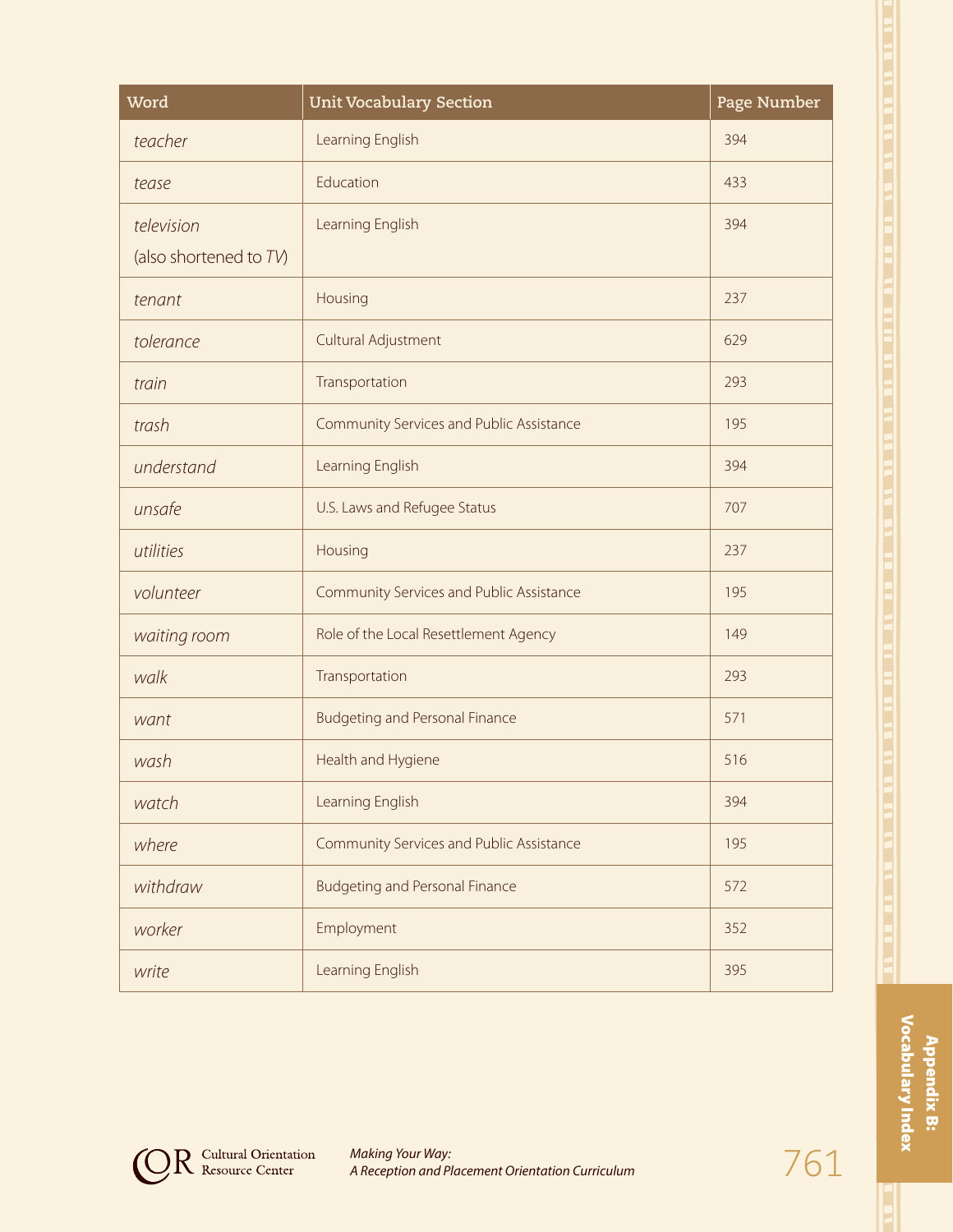| Word | Unit Vocabulary Section | Page Number |
| --- | --- | --- |
| *teacher* | Learning English | 394 |
| *tease* | Education | 433 |
| *television* (also shortened to *TV*) | Learning English | 394 |
| *tenant* | Housing | 237 |
| *tolerance* | Cultural Adjustment | 629 |
| *train* | Transportation | 293 |
| *trash* | Community Services and Public Assistance | 195 |
| *understand* | Learning English | 394 |
| *unsafe* | U.S. Laws and Refugee Status | 707 |
| *utilities* | Housing | 237 |
| *volunteer* | Community Services and Public Assistance | 195 |
| *waiting room* | Role of the Local Resettlement Agency | 149 |
| *walk* | Transportation | 293 |
| *want* | Budgeting and Personal Finance | 571 |
| *wash* | Health and Hygiene | 516 |
| *watch* | Learning English | 394 |
| *where* | Community Services and Public Assistance | 195 |
| *withdraw* | Budgeting and Personal Finance | 572 |
| *worker* | Employment | 352 |
| *write* | Learning English | 395 |